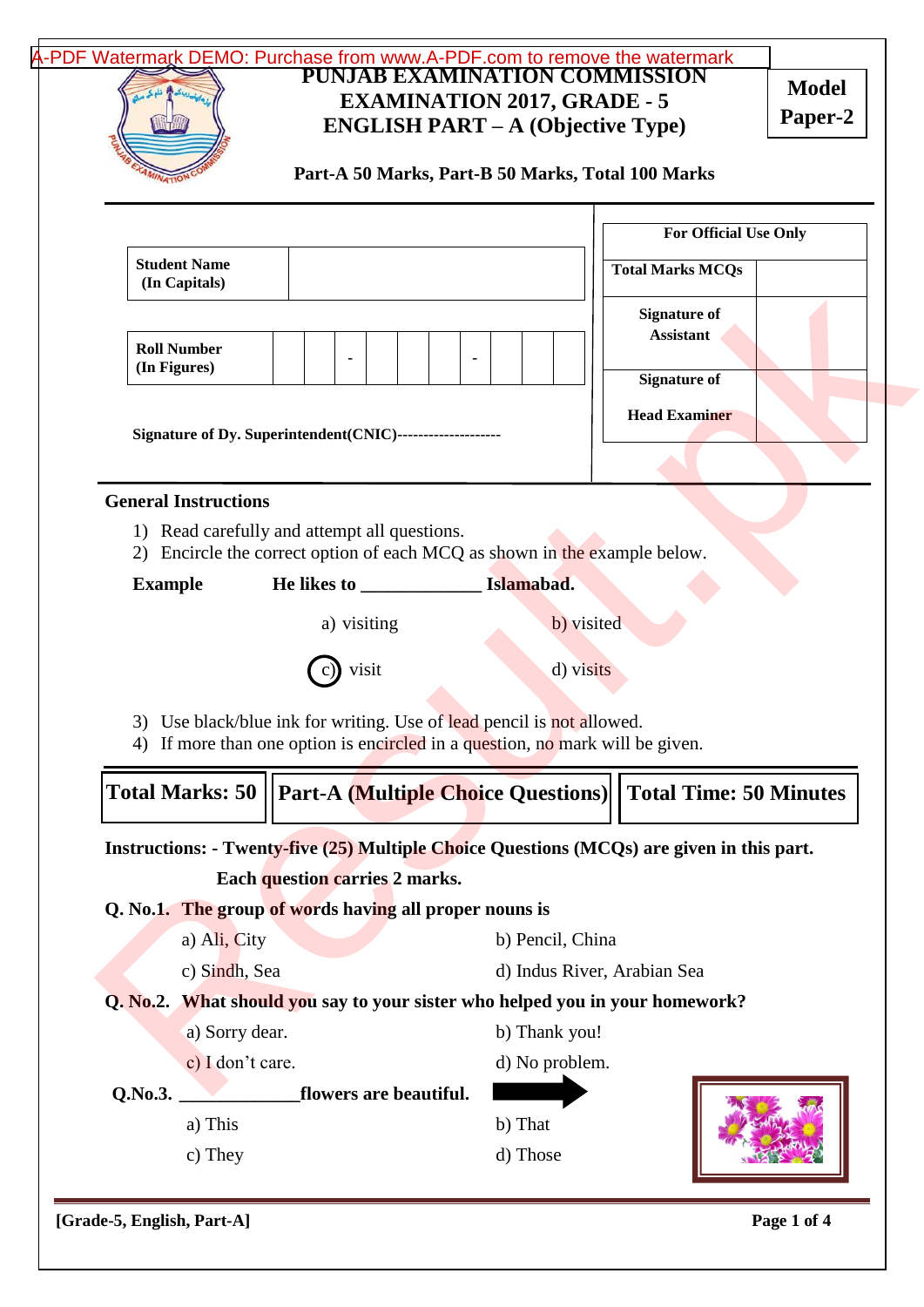# PUNJAB EXAMINATION COMMISSION
## EXAMINATION 2017, GRADE - 5
## ENGLISH PART – A (Objective Type)

**Model Paper-2**

**Part-A 50 Marks, Part-B 50 Marks, Total 100 Marks**

| Student Name (In Capitals) | |
|---|---|

| Roll Number (In Figures) | | | - | | | | - | | | |
|---|---|---|---|---|---|---|---|---|---|---|

**Signature of Dy. Superintendent(CNIC)--------------------**

| For Official Use Only | |
|---|---|
| Total Marks MCQs | |
| Signature of Assistant | |
| Signature of Head Examiner | |

### General Instructions

1) Read carefully and attempt all questions.
2) Encircle the correct option of each MCQ as shown in the example below.

**Example** **He likes to ____________ Islamabad.**

a) visiting b) visited

(c) visit d) visits

3) Use black/blue ink for writing. Use of lead pencil is not allowed.
4) If more than one option is encircled in a question, no mark will be given.

| Total Marks: 50 | Part-A (Multiple Choice Questions) | Total Time: 50 Minutes |
|---|---|---|

**Instructions: - Twenty-five (25) Multiple Choice Questions (MCQs) are given in this part. Each question carries 2 marks.**

**Q. No.1. The group of words having all proper nouns is**

a) Ali, City b) Pencil, China

c) Sindh, Sea d) Indus River, Arabian Sea

**Q. No.2. What should you say to your sister who helped you in your homework?**

a) Sorry dear. b) Thank you!

c) I don't care. d) No problem.

**Q.No.3. _____________flowers are beautiful.**

a) This b) That

c) They d) Those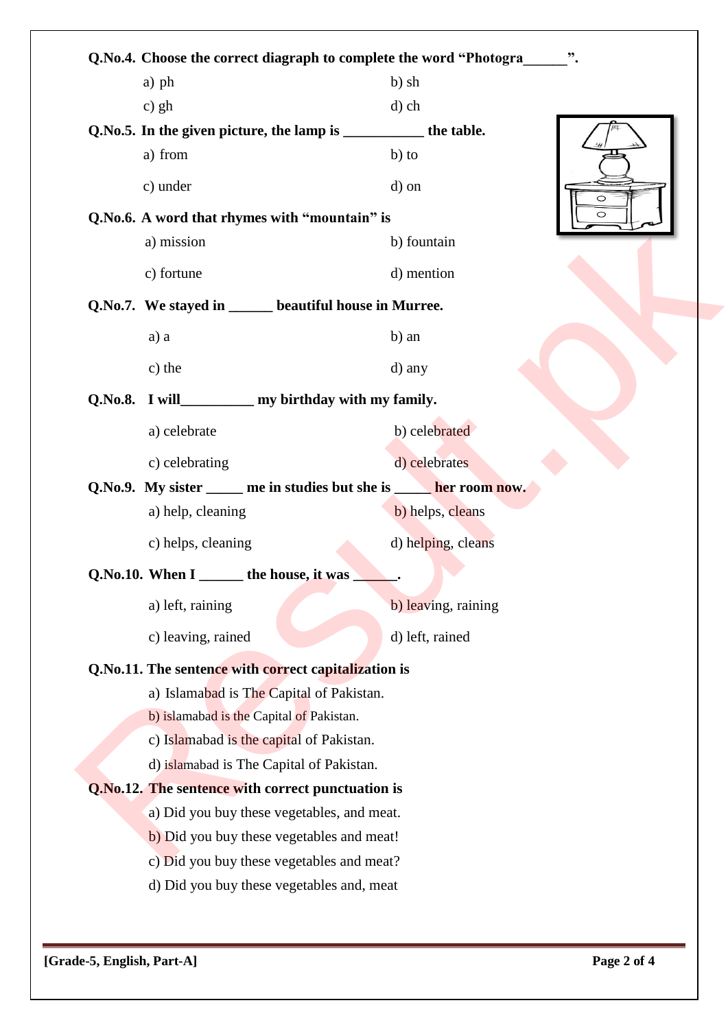**Q.No.4. Choose the correct diagraph to complete the word "Photogra______".**

a) ph b) sh

c) gh d) ch

**Q.No.5. In the given picture, the lamp is ___________ the table.**

a) from b) to

c) under d) on

**Q.No.6. A word that rhymes with "mountain" is**

a) mission b) fountain

c) fortune d) mention

**Q.No.7. We stayed in ______ beautiful house in Murree.**

a) a b) an

c) the d) any

**Q.No.8. I will__________ my birthday with my family.**

a) celebrate b) celebrated

c) celebrating d) celebrates

**Q.No.9. My sister _____ me in studies but she is _____ her room now.**

a) help, cleaning b) helps, cleans

c) helps, cleaning d) helping, cleans

**Q.No.10. When I ______ the house, it was ______.**

a) left, raining b) leaving, raining

c) leaving, rained d) left, rained

**Q.No.11. The sentence with correct capitalization is**

a) Islamabad is The Capital of Pakistan.

b) islamabad is the Capital of Pakistan.

c) Islamabad is the capital of Pakistan.

d) islamabad is The Capital of Pakistan.

**Q.No.12. The sentence with correct punctuation is**

a) Did you buy these vegetables, and meat.

b) Did you buy these vegetables and meat!

c) Did you buy these vegetables and meat?

d) Did you buy these vegetables and, meat

[Grade-5, English, Part-A]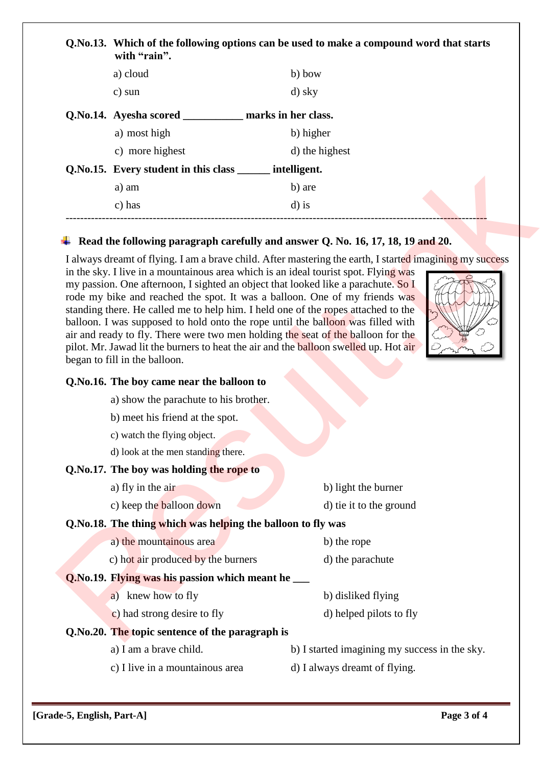**Q.No.13. Which of the following options can be used to make a compound word that starts with "rain".**

a) cloud  b) bow

c) sun  d) sky

**Q.No.14. Ayesha scored __________ marks in her class.**

a) most high  b) higher

c) more highest  d) the highest

**Q.No.15. Every student in this class ______ intelligent.**

a) am  b) are

c) has  d) is

---

**Read the following paragraph carefully and answer Q. No. 16, 17, 18, 19 and 20.**

I always dreamt of flying. I am a brave child. After mastering the earth, I started imagining my success in the sky. I live in a mountainous area which is an ideal tourist spot. Flying was my passion. One afternoon, I sighted an object that looked like a parachute. So I rode my bike and reached the spot. It was a balloon. One of my friends was standing there. He called me to help him. I held one of the ropes attached to the balloon. I was supposed to hold onto the rope until the balloon was filled with air and ready to fly. There were two men holding the seat of the balloon for the pilot. Mr. Jawad lit the burners to heat the air and the balloon swelled up. Hot air began to fill in the balloon.

**Q.No.16. The boy came near the balloon to**

a) show the parachute to his brother.

b) meet his friend at the spot.

c) watch the flying object.

d) look at the men standing there.

**Q.No.17. The boy was holding the rope to**

a) fly in the air  b) light the burner

c) keep the balloon down  d) tie it to the ground

**Q.No.18. The thing which was helping the balloon to fly was**

a) the mountainous area  b) the rope

c) hot air produced by the burners  d) the parachute

**Q.No.19. Flying was his passion which meant he ___**

a) knew how to fly  b) disliked flying

c) had strong desire to fly  d) helped pilots to fly

**Q.No.20. The topic sentence of the paragraph is**

a) I am a brave child.  b) I started imagining my success in the sky.

c) I live in a mountainous area  d) I always dreamt of flying.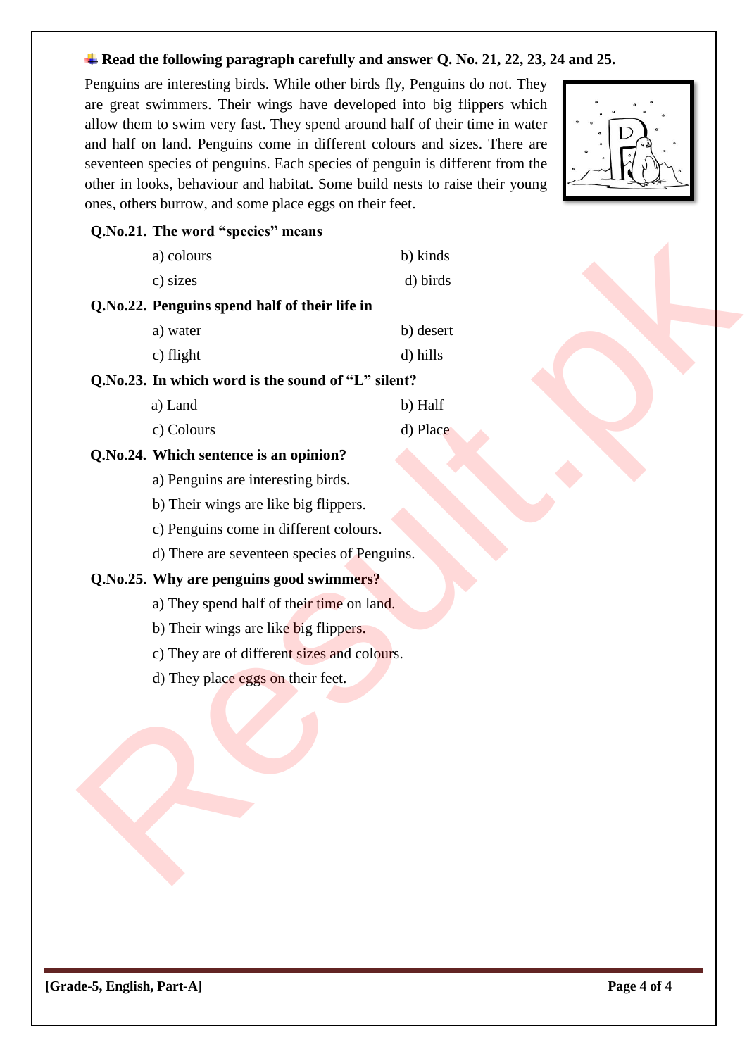**Read the following paragraph carefully and answer Q. No. 21, 22, 23, 24 and 25.**

Penguins are interesting birds. While other birds fly, Penguins do not. They are great swimmers. Their wings have developed into big flippers which allow them to swim very fast. They spend around half of their time in water and half on land. Penguins come in different colours and sizes. There are seventeen species of penguins. Each species of penguin is different from the other in looks, behaviour and habitat. Some build nests to raise their young ones, others burrow, and some place eggs on their feet.

**Q.No.21. The word "species" means**

a) colours b) kinds
c) sizes d) birds

**Q.No.22. Penguins spend half of their life in**

a) water b) desert
c) flight d) hills

**Q.No.23. In which word is the sound of "L" silent?**

a) Land b) Half
c) Colours d) Place

**Q.No.24. Which sentence is an opinion?**

a) Penguins are interesting birds.
b) Their wings are like big flippers.
c) Penguins come in different colours.
d) There are seventeen species of Penguins.

**Q.No.25. Why are penguins good swimmers?**

a) They spend half of their time on land.
b) Their wings are like big flippers.
c) They are of different sizes and colours.
d) They place eggs on their feet.